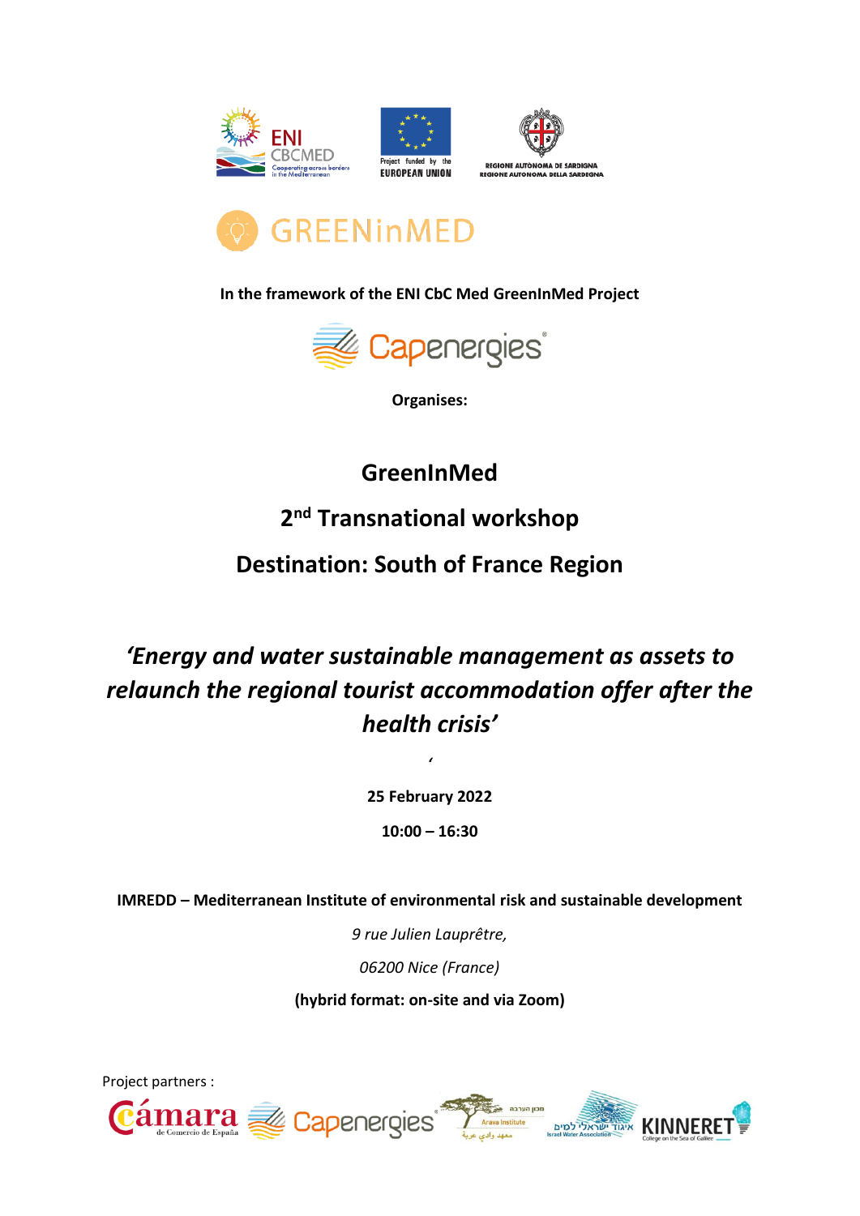In the framework of the ENI CbC Med GreenInMed Project

**Organises:**

# GreenInMed

# 2nd Transnational workshop

# Destination: South of France Region

## *'Energy and water sustainable management as assets to relaunch the regional tourist accommodation offer after the health crisis'*

**25 February 2022**

**10:00 – 16:30**

**IMREDD – Mediterranean Institute of environmental risk and sustainable development**

*9 rue Julien Lauprêtre,*

*06200 Nice (France)*

**(hybrid format: on-site and via Zoom)**

Project partners :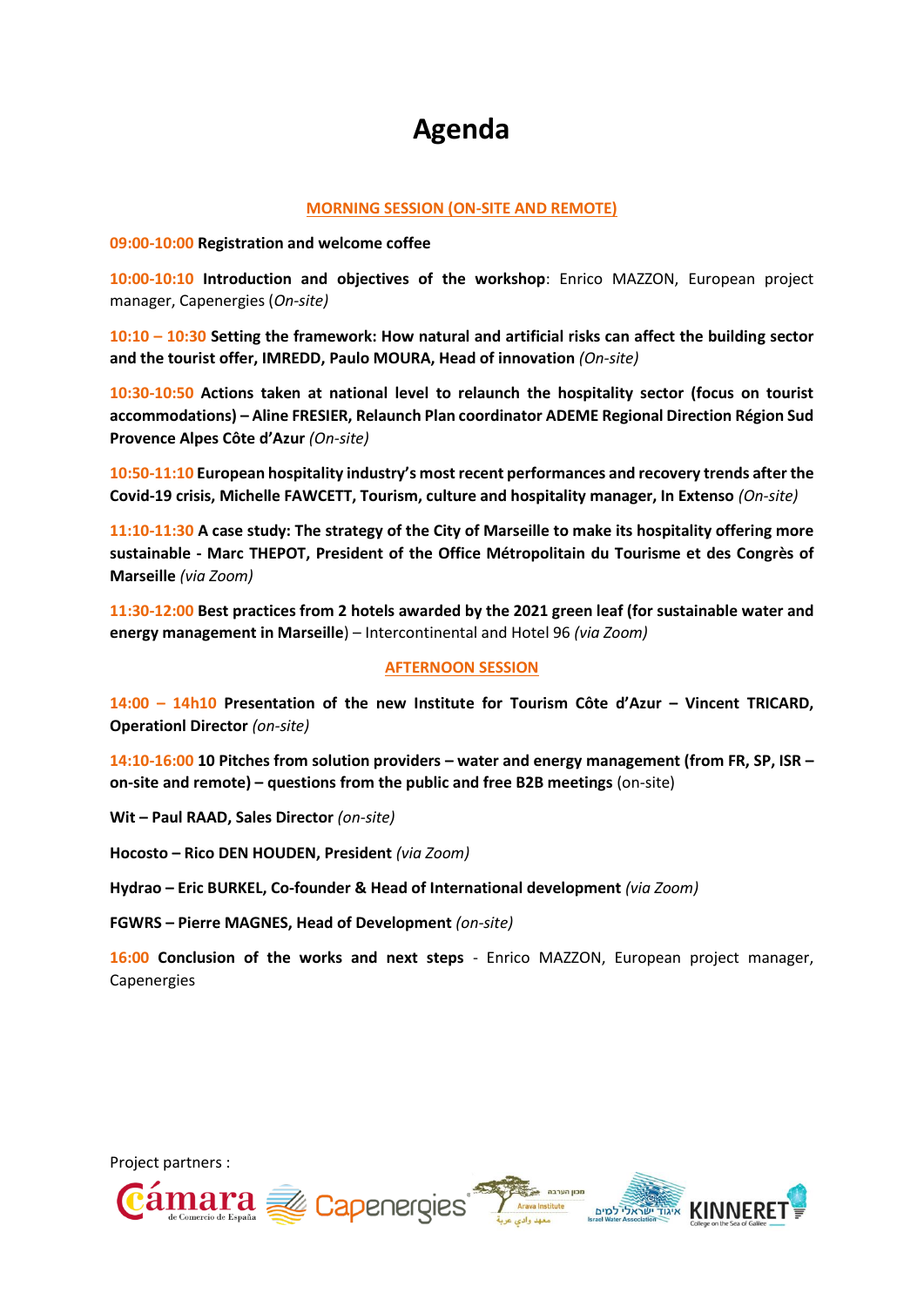# Agenda

**MORNING SESSION (ON-SITE AND REMOTE)**

**09:00-10:00 Registration and welcome coffee**

**10:00-10:10 Introduction and objectives of the workshop**: Enrico MAZZON, European project manager, Capenergies (*On-site)*

**10:10 – 10:30 Setting the framework: How natural and artificial risks can affect the building sector and the tourist offer, IMREDD, Paulo MOURA, Head of innovation** *(On-site)*

**10:30-10:50 Actions taken at national level to relaunch the hospitality sector (focus on tourist accommodations) – Aline FRESIER, Relaunch Plan coordinator ADEME Regional Direction Région Sud Provence Alpes Côte d'Azur** *(On-site)*

**10:50-11:10 European hospitality industry's most recent performances and recovery trends after the Covid-19 crisis, Michelle FAWCETT, Tourism, culture and hospitality manager, In Extenso** *(On-site)*

**11:10-11:30 A case study: The strategy of the City of Marseille to make its hospitality offering more sustainable - Marc THEPOT, President of the Office Métropolitain du Tourisme et des Congrès of Marseille** *(via Zoom)*

**11:30-12:00 Best practices from 2 hotels awarded by the 2021 green leaf (for sustainable water and energy management in Marseille**) – Intercontinental and Hotel 96 *(via Zoom)*

**AFTERNOON SESSION**

**14:00 – 14h10 Presentation of the new Institute for Tourism Côte d'Azur – Vincent TRICARD, Operationl Director** *(on-site)*

**14:10-16:00 10 Pitches from solution providers – water and energy management (from FR, SP, ISR – on-site and remote) – questions from the public and free B2B meetings** (on-site)

**Wit – Paul RAAD, Sales Director** *(on-site)*

**Hocosto – Rico DEN HOUDEN, President** *(via Zoom)*

**Hydrao – Eric BURKEL, Co-founder & Head of International development** *(via Zoom)*

**FGWRS – Pierre MAGNES, Head of Development** *(on-site)*

**16:00 Conclusion of the works and next steps** - Enrico MAZZON, European project manager, Capenergies

Project partners :

Cámara de Comercio de España — Capenergies — Arava Institute — Israel Water Association — KINNERET College on the Sea of Galilee